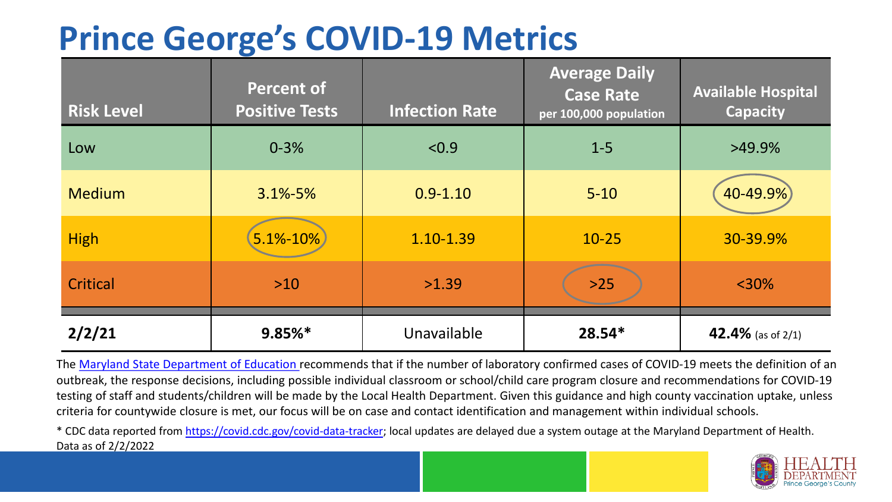# Prince George's COVID-19 Metrics

| Risk Level | Percent of Positive Tests | Infection Rate | Average Daily Case Rate per 100,000 population | Available Hospital Capacity |
|---|---|---|---|---|
| Low | 0-3% | <0.9 | 1-5 | >49.9% |
| Medium | 3.1%-5% | 0.9-1.10 | 5-10 | 40-49.9% |
| High | 5.1%-10% | 1.10-1.39 | 10-25 | 30-39.9% |
| Critical | >10 | >1.39 | >25 | <30% |
| **2/2/21** | **9.85%*** | Unavailable | **28.54*** | **42.4%** (as of 2/1) |

The [Maryland State Department of Education](#) recommends that if the number of laboratory confirmed cases of COVID-19 meets the definition of an outbreak, the response decisions, including possible individual classroom or school/child care program closure and recommendations for COVID-19 testing of staff and students/children will be made by the Local Health Department. Given this guidance and high county vaccination uptake, unless criteria for countywide closure is met, our focus will be on case and contact identification and management within individual schools.

* CDC data reported from https://covid.cdc.gov/covid-data-tracker; local updates are delayed due a system outage at the Maryland Department of Health. Data as of 2/2/2022

HEALTH DEPARTMENT Prince George's County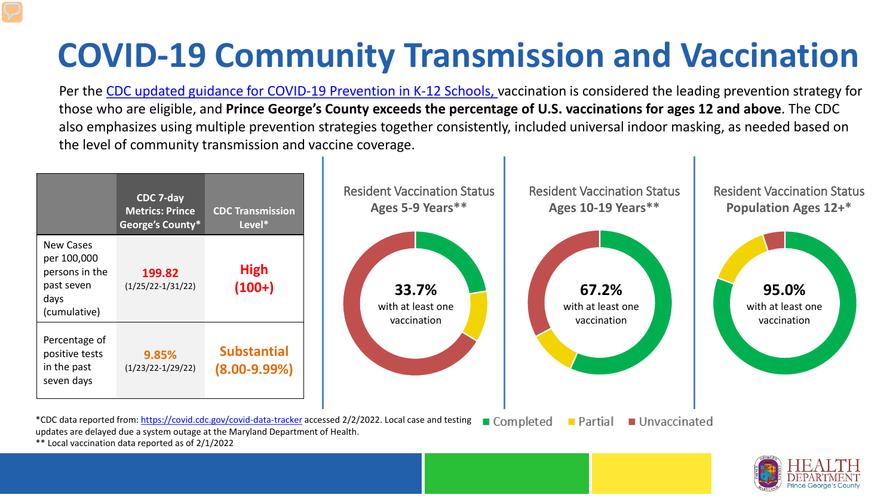# COVID-19 Community Transmission and Vaccination

Per the CDC updated guidance for COVID-19 Prevention in K-12 Schools, vaccination is considered the leading prevention strategy for those who are eligible, and **Prince George's County exceeds the percentage of U.S. vaccinations for ages 12 and above**. The CDC also emphasizes using multiple prevention strategies together consistently, included universal indoor masking, as needed based on the level of community transmission and vaccine coverage.

| | CDC 7-day Metrics: Prince George's County* | CDC Transmission Level* |
|---|---|---|
| New Cases per 100,000 persons in the past seven days (cumulative) | **199.82** (1/25/22-1/31/22) | **High (100+)** |
| Percentage of positive tests in the past seven days | **9.85%** (1/23/22-1/29/22) | **Substantial (8.00-9.99%)** |

Resident Vaccination Status Ages 5-9 Years**

**33.7%** with at least one vaccination

Resident Vaccination Status Ages 10-19 Years**

**67.2%** with at least one vaccination

Resident Vaccination Status **Population Ages 12+***

**95.0%** with at least one vaccination

Completed | Partial | Unvaccinated

*CDC data reported from: https://covid.cdc.gov/covid-data-tracker accessed 2/2/2022. Local case and testing updates are delayed due a system outage at the Maryland Department of Health.

** Local vaccination data reported as of 2/1/2022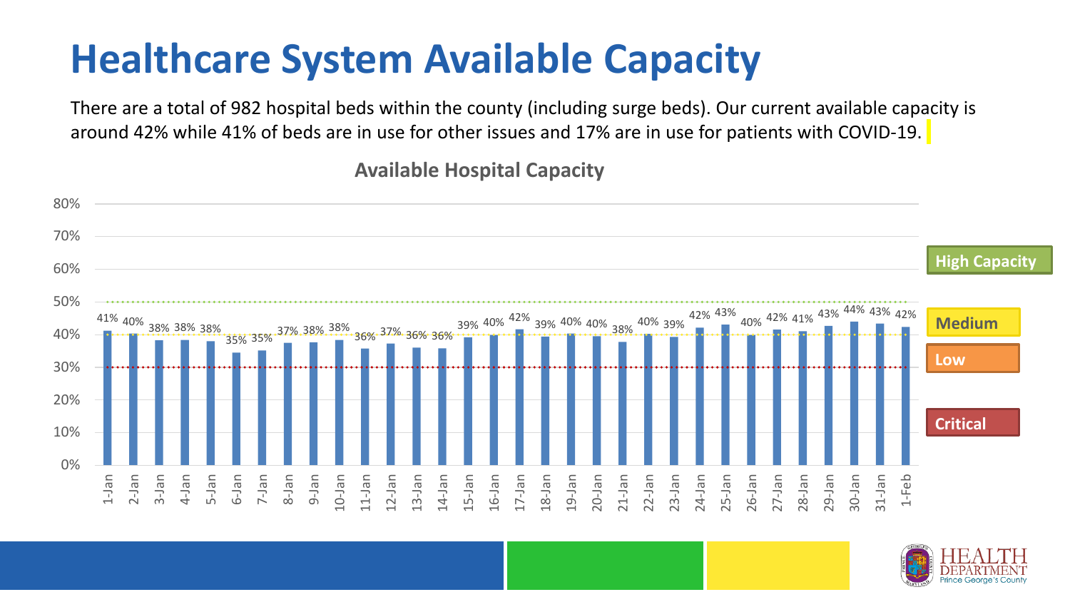# Healthcare System Available Capacity

There are a total of 982 hospital beds within the county (including surge beds). Our current available capacity is around 42% while 41% of beds are in use for other issues and 17% are in use for patients with COVID-19.

**Available Hospital Capacity**

80%
70%
60%
50%
40%
30%
20%
10%
0%

41% 40% 38% 38% 38% 35% 35% 37% 38% 38% 36% 37% 36% 36% 39% 40% 42% 39% 40% 40% 38% 40% 39% 42% 43% 40% 42% 41% 43% 44% 43% 42%

1-Jan 2-Jan 3-Jan 4-Jan 5-Jan 6-Jan 7-Jan 8-Jan 9-Jan 10-Jan 11-Jan 12-Jan 13-Jan 14-Jan 15-Jan 16-Jan 17-Jan 18-Jan 19-Jan 20-Jan 21-Jan 22-Jan 23-Jan 24-Jan 25-Jan 26-Jan 27-Jan 28-Jan 29-Jan 30-Jan 31-Jan 1-Feb

High Capacity

Medium

Low

Critical